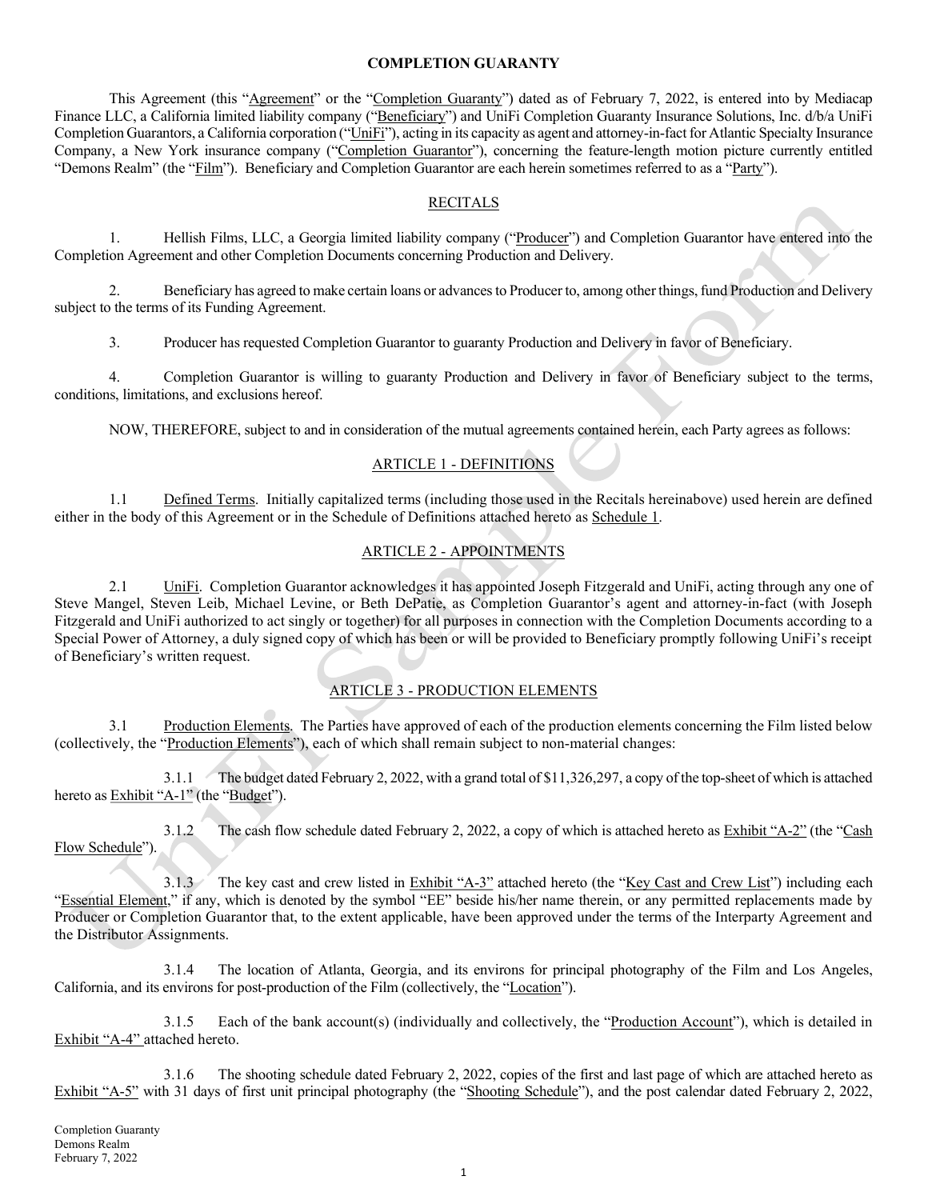# COMPLETION GUARANTY

This Agreement (this "Agreement" or the "Completion Guaranty") dated as of February 7, 2022, is entered into by Mediacap Finance LLC, a California limited liability company ("Beneficiary") and UniFi Completion Guaranty Insurance Solutions, Inc. d/b/a UniFi Completion Guarantors, a California corporation ("UniFi"), acting in its capacity as agent and attorney-in-fact for Atlantic Specialty Insurance Company, a New York insurance company ("Completion Guarantor"), concerning the feature-length motion picture currently entitled "Demons Realm" (the "Film"). Beneficiary and Completion Guarantor are each herein sometimes referred to as a "Party").

## RECITALS

1. Hellish Films, LLC, a Georgia limited liability company ("Producer") and Completion Guarantor have entered into the Completion Agreement and other Completion Documents concerning Production and Delivery.

2. Beneficiary has agreed to make certain loans or advances to Producer to, among other things, fund Production and Delivery subject to the terms of its Funding Agreement.

3. Producer has requested Completion Guarantor to guaranty Production and Delivery in favor of Beneficiary.

4. Completion Guarantor is willing to guaranty Production and Delivery in favor of Beneficiary subject to the terms, conditions, limitations, and exclusions hereof.

NOW, THEREFORE, subject to and in consideration of the mutual agreements contained herein, each Party agrees as follows:

## ARTICLE 1 - DEFINITIONS

1.1 Defined Terms. Initially capitalized terms (including those used in the Recitals hereinabove) used herein are defined either in the body of this Agreement or in the Schedule of Definitions attached hereto as Schedule 1.

## ARTICLE 2 - APPOINTMENTS

2.1 UniFi. Completion Guarantor acknowledges it has appointed Joseph Fitzgerald and UniFi, acting through any one of Steve Mangel, Steven Leib, Michael Levine, or Beth DePatie, as Completion Guarantor's agent and attorney-in-fact (with Joseph Fitzgerald and UniFi authorized to act singly or together) for all purposes in connection with the Completion Documents according to a Special Power of Attorney, a duly signed copy of which has been or will be provided to Beneficiary promptly following UniFi's receipt of Beneficiary's written request.

## ARTICLE 3 - PRODUCTION ELEMENTS

3.1 Production Elements. The Parties have approved of each of the production elements concerning the Film listed below (collectively, the "Production Elements"), each of which shall remain subject to non-material changes:

3.1.1 The budget dated February 2, 2022, with a grand total of $11,326,297, a copy of the top-sheet of which is attached hereto as Exhibit "A-1" (the "Budget").

3.1.2 The cash flow schedule dated February 2, 2022, a copy of which is attached hereto as Exhibit "A-2" (the "Cash Flow Schedule").

3.1.3 The key cast and crew listed in Exhibit "A-3" attached hereto (the "Key Cast and Crew List") including each "Essential Element," if any, which is denoted by the symbol "EE" beside his/her name therein, or any permitted replacements made by Producer or Completion Guarantor that, to the extent applicable, have been approved under the terms of the Interparty Agreement and the Distributor Assignments.

3.1.4 The location of Atlanta, Georgia, and its environs for principal photography of the Film and Los Angeles, California, and its environs for post-production of the Film (collectively, the "Location").

3.1.5 Each of the bank account(s) (individually and collectively, the "Production Account"), which is detailed in Exhibit "A-4" attached hereto.

3.1.6 The shooting schedule dated February 2, 2022, copies of the first and last page of which are attached hereto as Exhibit "A-5" with 31 days of first unit principal photography (the "Shooting Schedule"), and the post calendar dated February 2, 2022,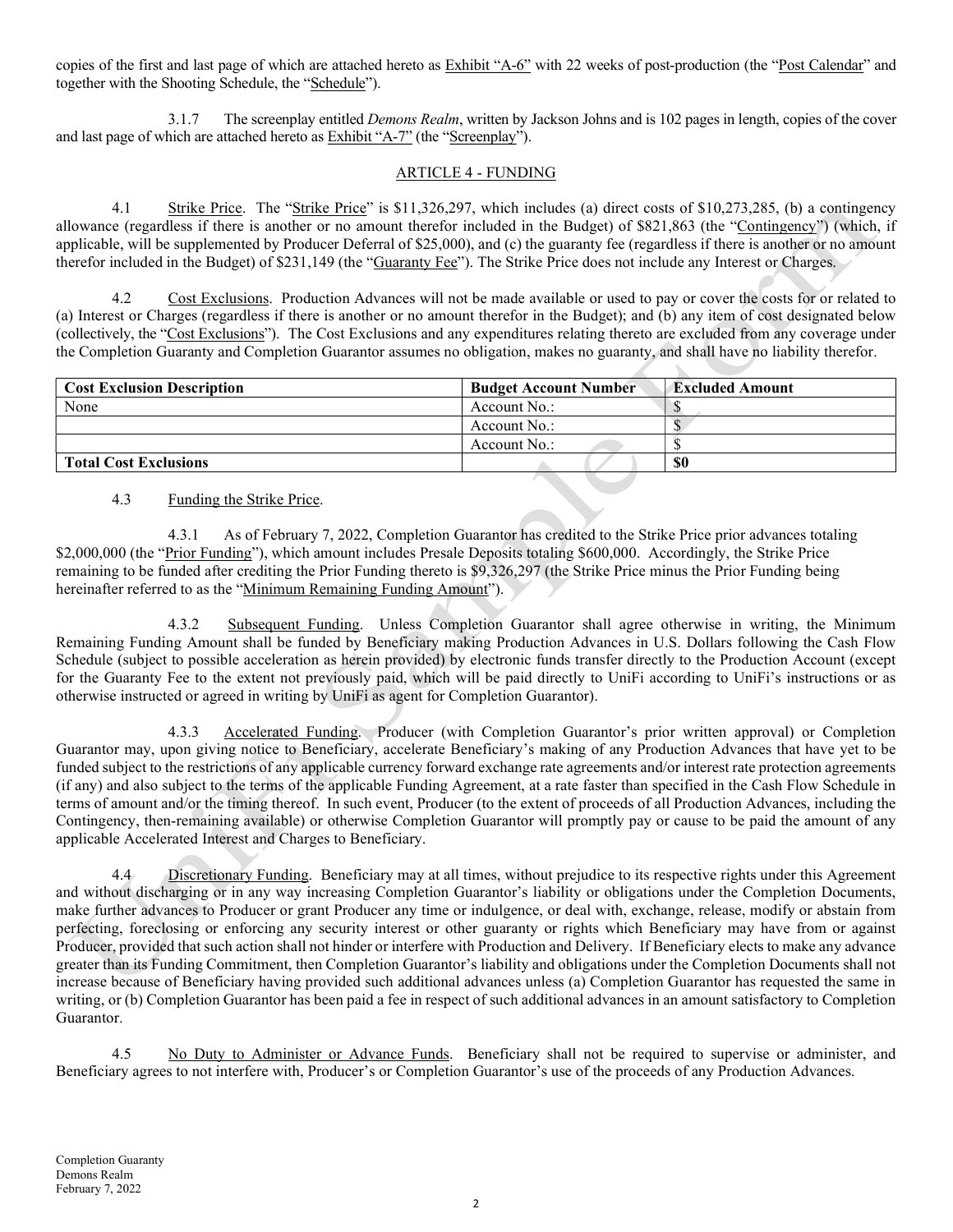copies of the first and last page of which are attached hereto as Exhibit "A-6" with 22 weeks of post-production (the "Post Calendar" and together with the Shooting Schedule, the "Schedule").

3.1.7 The screenplay entitled *Demons Realm*, written by Jackson Johns and is 102 pages in length, copies of the cover and last page of which are attached hereto as Exhibit "A-7" (the "Screenplay").

## ARTICLE 4 - FUNDING

4.1 Strike Price. The "Strike Price" is $11,326,297, which includes (a) direct costs of $10,273,285, (b) a contingency allowance (regardless if there is another or no amount therefor included in the Budget) of $821,863 (the "Contingency") (which, if applicable, will be supplemented by Producer Deferral of $25,000), and (c) the guaranty fee (regardless if there is another or no amount therefor included in the Budget) of $231,149 (the "Guaranty Fee"). The Strike Price does not include any Interest or Charges.

4.2 Cost Exclusions. Production Advances will not be made available or used to pay or cover the costs for or related to (a) Interest or Charges (regardless if there is another or no amount therefor in the Budget); and (b) any item of cost designated below (collectively, the "Cost Exclusions"). The Cost Exclusions and any expenditures relating thereto are excluded from any coverage under the Completion Guaranty and Completion Guarantor assumes no obligation, makes no guaranty, and shall have no liability therefor.

| Cost Exclusion Description | Budget Account Number | Excluded Amount |
|---|---|---|
| None | Account No.: | $ |
| | Account No.: | $ |
| | Account No.: | $ |
| **Total Cost Exclusions** | | **$0** |

4.3 Funding the Strike Price.

4.3.1 As of February 7, 2022, Completion Guarantor has credited to the Strike Price prior advances totaling $2,000,000 (the "Prior Funding"), which amount includes Presale Deposits totaling $600,000. Accordingly, the Strike Price remaining to be funded after crediting the Prior Funding thereto is $9,326,297 (the Strike Price minus the Prior Funding being hereinafter referred to as the "Minimum Remaining Funding Amount").

4.3.2 Subsequent Funding. Unless Completion Guarantor shall agree otherwise in writing, the Minimum Remaining Funding Amount shall be funded by Beneficiary making Production Advances in U.S. Dollars following the Cash Flow Schedule (subject to possible acceleration as herein provided) by electronic funds transfer directly to the Production Account (except for the Guaranty Fee to the extent not previously paid, which will be paid directly to UniFi according to UniFi's instructions or as otherwise instructed or agreed in writing by UniFi as agent for Completion Guarantor).

4.3.3 Accelerated Funding. Producer (with Completion Guarantor's prior written approval) or Completion Guarantor may, upon giving notice to Beneficiary, accelerate Beneficiary's making of any Production Advances that have yet to be funded subject to the restrictions of any applicable currency forward exchange rate agreements and/or interest rate protection agreements (if any) and also subject to the terms of the applicable Funding Agreement, at a rate faster than specified in the Cash Flow Schedule in terms of amount and/or the timing thereof. In such event, Producer (to the extent of proceeds of all Production Advances, including the Contingency, then-remaining available) or otherwise Completion Guarantor will promptly pay or cause to be paid the amount of any applicable Accelerated Interest and Charges to Beneficiary.

4.4 Discretionary Funding. Beneficiary may at all times, without prejudice to its respective rights under this Agreement and without discharging or in any way increasing Completion Guarantor's liability or obligations under the Completion Documents, make further advances to Producer or grant Producer any time or indulgence, or deal with, exchange, release, modify or abstain from perfecting, foreclosing or enforcing any security interest or other guaranty or rights which Beneficiary may have from or against Producer, provided that such action shall not hinder or interfere with Production and Delivery. If Beneficiary elects to make any advance greater than its Funding Commitment, then Completion Guarantor's liability and obligations under the Completion Documents shall not increase because of Beneficiary having provided such additional advances unless (a) Completion Guarantor has requested the same in writing, or (b) Completion Guarantor has been paid a fee in respect of such additional advances in an amount satisfactory to Completion Guarantor.

4.5 No Duty to Administer or Advance Funds. Beneficiary shall not be required to supervise or administer, and Beneficiary agrees to not interfere with, Producer's or Completion Guarantor's use of the proceeds of any Production Advances.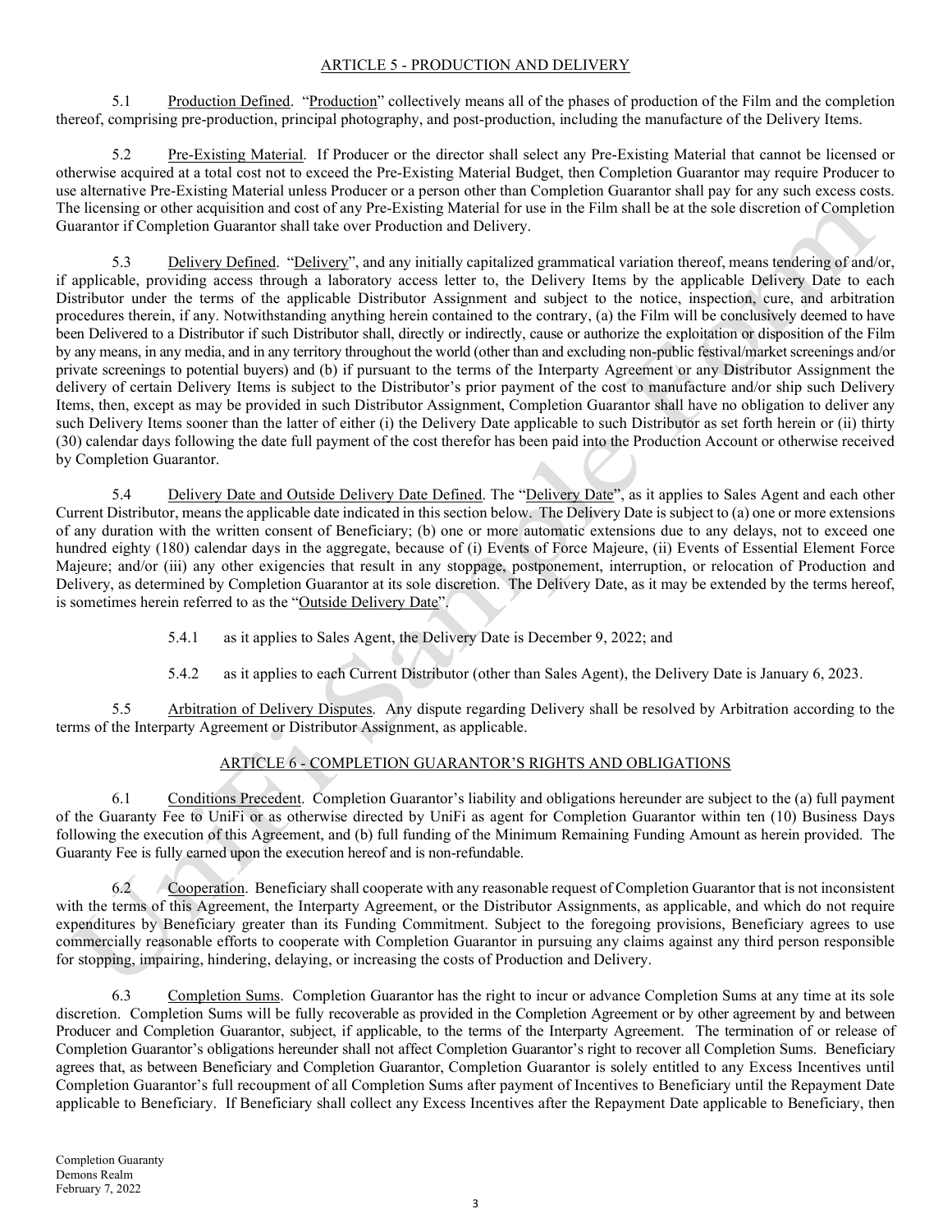## ARTICLE 5 - PRODUCTION AND DELIVERY

5.1 Production Defined. "Production" collectively means all of the phases of production of the Film and the completion thereof, comprising pre-production, principal photography, and post-production, including the manufacture of the Delivery Items.

5.2 Pre-Existing Material. If Producer or the director shall select any Pre-Existing Material that cannot be licensed or otherwise acquired at a total cost not to exceed the Pre-Existing Material Budget, then Completion Guarantor may require Producer to use alternative Pre-Existing Material unless Producer or a person other than Completion Guarantor shall pay for any such excess costs. The licensing or other acquisition and cost of any Pre-Existing Material for use in the Film shall be at the sole discretion of Completion Guarantor if Completion Guarantor shall take over Production and Delivery.

5.3 Delivery Defined. "Delivery", and any initially capitalized grammatical variation thereof, means tendering of and/or, if applicable, providing access through a laboratory access letter to, the Delivery Items by the applicable Delivery Date to each Distributor under the terms of the applicable Distributor Assignment and subject to the notice, inspection, cure, and arbitration procedures therein, if any. Notwithstanding anything herein contained to the contrary, (a) the Film will be conclusively deemed to have been Delivered to a Distributor if such Distributor shall, directly or indirectly, cause or authorize the exploitation or disposition of the Film by any means, in any media, and in any territory throughout the world (other than and excluding non-public festival/market screenings and/or private screenings to potential buyers) and (b) if pursuant to the terms of the Interparty Agreement or any Distributor Assignment the delivery of certain Delivery Items is subject to the Distributor's prior payment of the cost to manufacture and/or ship such Delivery Items, then, except as may be provided in such Distributor Assignment, Completion Guarantor shall have no obligation to deliver any such Delivery Items sooner than the latter of either (i) the Delivery Date applicable to such Distributor as set forth herein or (ii) thirty (30) calendar days following the date full payment of the cost therefor has been paid into the Production Account or otherwise received by Completion Guarantor.

5.4 Delivery Date and Outside Delivery Date Defined. The "Delivery Date", as it applies to Sales Agent and each other Current Distributor, means the applicable date indicated in this section below. The Delivery Date is subject to (a) one or more extensions of any duration with the written consent of Beneficiary; (b) one or more automatic extensions due to any delays, not to exceed one hundred eighty (180) calendar days in the aggregate, because of (i) Events of Force Majeure, (ii) Events of Essential Element Force Majeure; and/or (iii) any other exigencies that result in any stoppage, postponement, interruption, or relocation of Production and Delivery, as determined by Completion Guarantor at its sole discretion. The Delivery Date, as it may be extended by the terms hereof, is sometimes herein referred to as the "Outside Delivery Date".

5.4.1 as it applies to Sales Agent, the Delivery Date is December 9, 2022; and

5.4.2 as it applies to each Current Distributor (other than Sales Agent), the Delivery Date is January 6, 2023.

5.5 Arbitration of Delivery Disputes. Any dispute regarding Delivery shall be resolved by Arbitration according to the terms of the Interparty Agreement or Distributor Assignment, as applicable.

## ARTICLE 6 - COMPLETION GUARANTOR'S RIGHTS AND OBLIGATIONS

6.1 Conditions Precedent. Completion Guarantor's liability and obligations hereunder are subject to the (a) full payment of the Guaranty Fee to UniFi or as otherwise directed by UniFi as agent for Completion Guarantor within ten (10) Business Days following the execution of this Agreement, and (b) full funding of the Minimum Remaining Funding Amount as herein provided. The Guaranty Fee is fully earned upon the execution hereof and is non-refundable.

6.2 Cooperation. Beneficiary shall cooperate with any reasonable request of Completion Guarantor that is not inconsistent with the terms of this Agreement, the Interparty Agreement, or the Distributor Assignments, as applicable, and which do not require expenditures by Beneficiary greater than its Funding Commitment. Subject to the foregoing provisions, Beneficiary agrees to use commercially reasonable efforts to cooperate with Completion Guarantor in pursuing any claims against any third person responsible for stopping, impairing, hindering, delaying, or increasing the costs of Production and Delivery.

6.3 Completion Sums. Completion Guarantor has the right to incur or advance Completion Sums at any time at its sole discretion. Completion Sums will be fully recoverable as provided in the Completion Agreement or by other agreement by and between Producer and Completion Guarantor, subject, if applicable, to the terms of the Interparty Agreement. The termination of or release of Completion Guarantor's obligations hereunder shall not affect Completion Guarantor's right to recover all Completion Sums. Beneficiary agrees that, as between Beneficiary and Completion Guarantor, Completion Guarantor is solely entitled to any Excess Incentives until Completion Guarantor's full recoupment of all Completion Sums after payment of Incentives to Beneficiary until the Repayment Date applicable to Beneficiary. If Beneficiary shall collect any Excess Incentives after the Repayment Date applicable to Beneficiary, then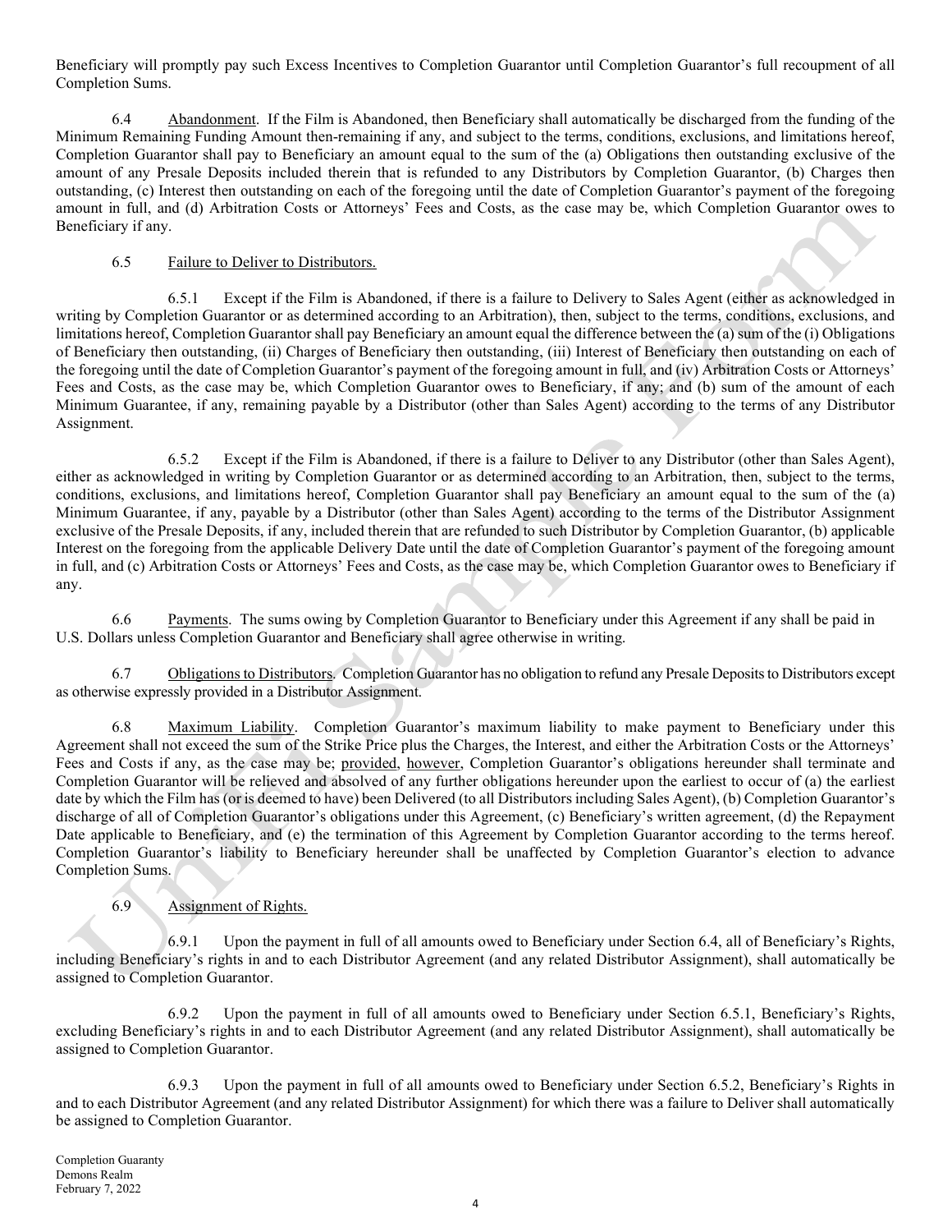Beneficiary will promptly pay such Excess Incentives to Completion Guarantor until Completion Guarantor's full recoupment of all Completion Sums.

6.4 Abandonment. If the Film is Abandoned, then Beneficiary shall automatically be discharged from the funding of the Minimum Remaining Funding Amount then-remaining if any, and subject to the terms, conditions, exclusions, and limitations hereof, Completion Guarantor shall pay to Beneficiary an amount equal to the sum of the (a) Obligations then outstanding exclusive of the amount of any Presale Deposits included therein that is refunded to any Distributors by Completion Guarantor, (b) Charges then outstanding, (c) Interest then outstanding on each of the foregoing until the date of Completion Guarantor's payment of the foregoing amount in full, and (d) Arbitration Costs or Attorneys' Fees and Costs, as the case may be, which Completion Guarantor owes to Beneficiary if any.

6.5 Failure to Deliver to Distributors.

6.5.1 Except if the Film is Abandoned, if there is a failure to Delivery to Sales Agent (either as acknowledged in writing by Completion Guarantor or as determined according to an Arbitration), then, subject to the terms, conditions, exclusions, and limitations hereof, Completion Guarantor shall pay Beneficiary an amount equal the difference between the (a) sum of the (i) Obligations of Beneficiary then outstanding, (ii) Charges of Beneficiary then outstanding, (iii) Interest of Beneficiary then outstanding on each of the foregoing until the date of Completion Guarantor's payment of the foregoing amount in full, and (iv) Arbitration Costs or Attorneys' Fees and Costs, as the case may be, which Completion Guarantor owes to Beneficiary, if any; and (b) sum of the amount of each Minimum Guarantee, if any, remaining payable by a Distributor (other than Sales Agent) according to the terms of any Distributor Assignment.

6.5.2 Except if the Film is Abandoned, if there is a failure to Deliver to any Distributor (other than Sales Agent), either as acknowledged in writing by Completion Guarantor or as determined according to an Arbitration, then, subject to the terms, conditions, exclusions, and limitations hereof, Completion Guarantor shall pay Beneficiary an amount equal to the sum of the (a) Minimum Guarantee, if any, payable by a Distributor (other than Sales Agent) according to the terms of the Distributor Assignment exclusive of the Presale Deposits, if any, included therein that are refunded to such Distributor by Completion Guarantor, (b) applicable Interest on the foregoing from the applicable Delivery Date until the date of Completion Guarantor's payment of the foregoing amount in full, and (c) Arbitration Costs or Attorneys' Fees and Costs, as the case may be, which Completion Guarantor owes to Beneficiary if any.

6.6 Payments. The sums owing by Completion Guarantor to Beneficiary under this Agreement if any shall be paid in U.S. Dollars unless Completion Guarantor and Beneficiary shall agree otherwise in writing.

6.7 Obligations to Distributors. Completion Guarantor has no obligation to refund any Presale Deposits to Distributors except as otherwise expressly provided in a Distributor Assignment.

6.8 Maximum Liability. Completion Guarantor's maximum liability to make payment to Beneficiary under this Agreement shall not exceed the sum of the Strike Price plus the Charges, the Interest, and either the Arbitration Costs or the Attorneys' Fees and Costs if any, as the case may be; provided, however, Completion Guarantor's obligations hereunder shall terminate and Completion Guarantor will be relieved and absolved of any further obligations hereunder upon the earliest to occur of (a) the earliest date by which the Film has (or is deemed to have) been Delivered (to all Distributors including Sales Agent), (b) Completion Guarantor's discharge of all of Completion Guarantor's obligations under this Agreement, (c) Beneficiary's written agreement, (d) the Repayment Date applicable to Beneficiary, and (e) the termination of this Agreement by Completion Guarantor according to the terms hereof. Completion Guarantor's liability to Beneficiary hereunder shall be unaffected by Completion Guarantor's election to advance Completion Sums.

6.9 Assignment of Rights.

6.9.1 Upon the payment in full of all amounts owed to Beneficiary under Section 6.4, all of Beneficiary's Rights, including Beneficiary's rights in and to each Distributor Agreement (and any related Distributor Assignment), shall automatically be assigned to Completion Guarantor.

6.9.2 Upon the payment in full of all amounts owed to Beneficiary under Section 6.5.1, Beneficiary's Rights, excluding Beneficiary's rights in and to each Distributor Agreement (and any related Distributor Assignment), shall automatically be assigned to Completion Guarantor.

6.9.3 Upon the payment in full of all amounts owed to Beneficiary under Section 6.5.2, Beneficiary's Rights in and to each Distributor Agreement (and any related Distributor Assignment) for which there was a failure to Deliver shall automatically be assigned to Completion Guarantor.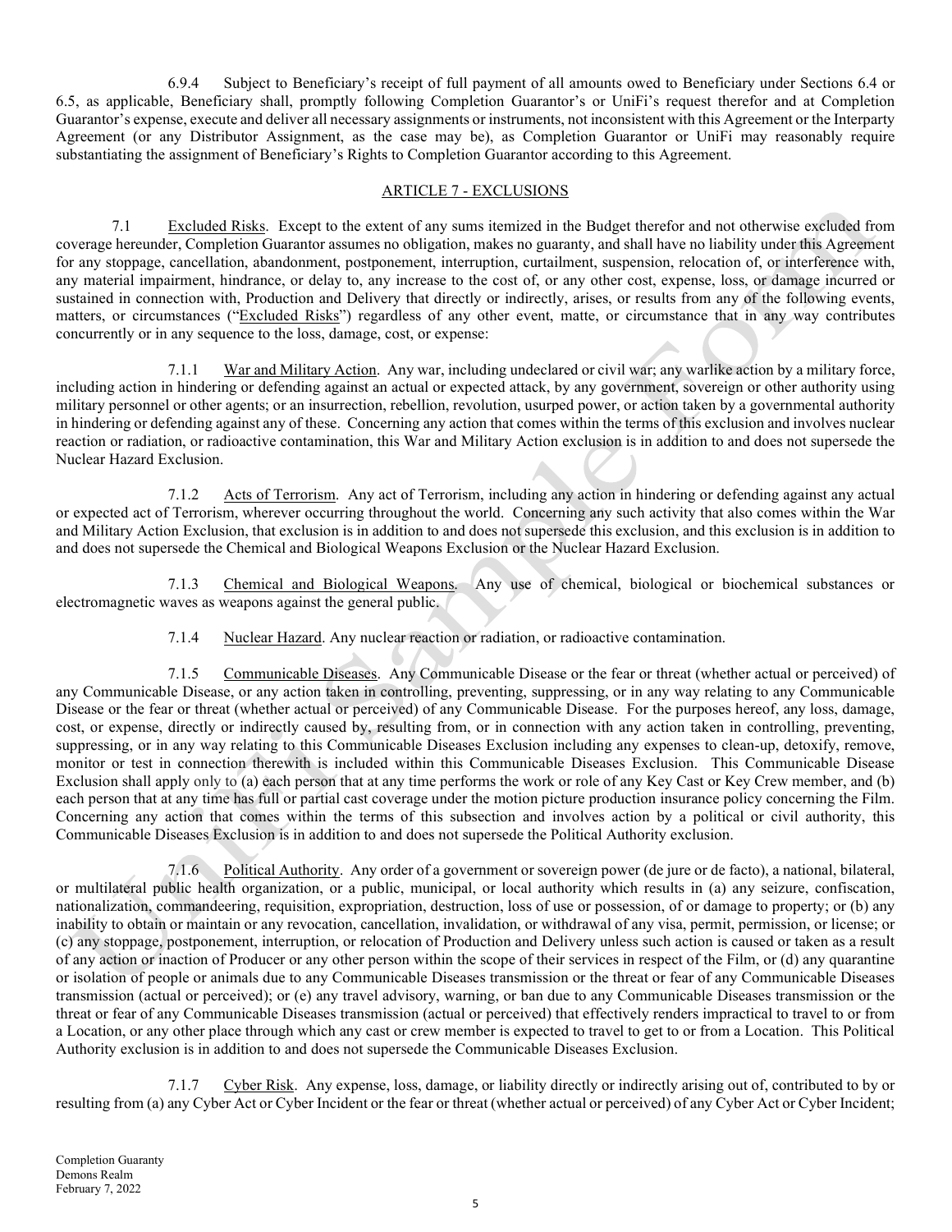6.9.4 Subject to Beneficiary's receipt of full payment of all amounts owed to Beneficiary under Sections 6.4 or 6.5, as applicable, Beneficiary shall, promptly following Completion Guarantor's or UniFi's request therefor and at Completion Guarantor's expense, execute and deliver all necessary assignments or instruments, not inconsistent with this Agreement or the Interparty Agreement (or any Distributor Assignment, as the case may be), as Completion Guarantor or UniFi may reasonably require substantiating the assignment of Beneficiary's Rights to Completion Guarantor according to this Agreement.

## ARTICLE 7 - EXCLUSIONS

7.1 Excluded Risks. Except to the extent of any sums itemized in the Budget therefor and not otherwise excluded from coverage hereunder, Completion Guarantor assumes no obligation, makes no guaranty, and shall have no liability under this Agreement for any stoppage, cancellation, abandonment, postponement, interruption, curtailment, suspension, relocation of, or interference with, any material impairment, hindrance, or delay to, any increase to the cost of, or any other cost, expense, loss, or damage incurred or sustained in connection with, Production and Delivery that directly or indirectly, arises, or results from any of the following events, matters, or circumstances ("Excluded Risks") regardless of any other event, matte, or circumstance that in any way contributes concurrently or in any sequence to the loss, damage, cost, or expense:

7.1.1 War and Military Action. Any war, including undeclared or civil war; any warlike action by a military force, including action in hindering or defending against an actual or expected attack, by any government, sovereign or other authority using military personnel or other agents; or an insurrection, rebellion, revolution, usurped power, or action taken by a governmental authority in hindering or defending against any of these. Concerning any action that comes within the terms of this exclusion and involves nuclear reaction or radiation, or radioactive contamination, this War and Military Action exclusion is in addition to and does not supersede the Nuclear Hazard Exclusion.

7.1.2 Acts of Terrorism. Any act of Terrorism, including any action in hindering or defending against any actual or expected act of Terrorism, wherever occurring throughout the world. Concerning any such activity that also comes within the War and Military Action Exclusion, that exclusion is in addition to and does not supersede this exclusion, and this exclusion is in addition to and does not supersede the Chemical and Biological Weapons Exclusion or the Nuclear Hazard Exclusion.

7.1.3 Chemical and Biological Weapons. Any use of chemical, biological or biochemical substances or electromagnetic waves as weapons against the general public.

7.1.4 Nuclear Hazard. Any nuclear reaction or radiation, or radioactive contamination.

7.1.5 Communicable Diseases. Any Communicable Disease or the fear or threat (whether actual or perceived) of any Communicable Disease, or any action taken in controlling, preventing, suppressing, or in any way relating to any Communicable Disease or the fear or threat (whether actual or perceived) of any Communicable Disease. For the purposes hereof, any loss, damage, cost, or expense, directly or indirectly caused by, resulting from, or in connection with any action taken in controlling, preventing, suppressing, or in any way relating to this Communicable Diseases Exclusion including any expenses to clean-up, detoxify, remove, monitor or test in connection therewith is included within this Communicable Diseases Exclusion. This Communicable Disease Exclusion shall apply only to (a) each person that at any time performs the work or role of any Key Cast or Key Crew member, and (b) each person that at any time has full or partial cast coverage under the motion picture production insurance policy concerning the Film. Concerning any action that comes within the terms of this subsection and involves action by a political or civil authority, this Communicable Diseases Exclusion is in addition to and does not supersede the Political Authority exclusion.

7.1.6 Political Authority. Any order of a government or sovereign power (de jure or de facto), a national, bilateral, or multilateral public health organization, or a public, municipal, or local authority which results in (a) any seizure, confiscation, nationalization, commandeering, requisition, expropriation, destruction, loss of use or possession, of or damage to property; or (b) any inability to obtain or maintain or any revocation, cancellation, invalidation, or withdrawal of any visa, permit, permission, or license; or (c) any stoppage, postponement, interruption, or relocation of Production and Delivery unless such action is caused or taken as a result of any action or inaction of Producer or any other person within the scope of their services in respect of the Film, or (d) any quarantine or isolation of people or animals due to any Communicable Diseases transmission or the threat or fear of any Communicable Diseases transmission (actual or perceived); or (e) any travel advisory, warning, or ban due to any Communicable Diseases transmission or the threat or fear of any Communicable Diseases transmission (actual or perceived) that effectively renders impractical to travel to or from a Location, or any other place through which any cast or crew member is expected to travel to get to or from a Location. This Political Authority exclusion is in addition to and does not supersede the Communicable Diseases Exclusion.

7.1.7 Cyber Risk. Any expense, loss, damage, or liability directly or indirectly arising out of, contributed to by or resulting from (a) any Cyber Act or Cyber Incident or the fear or threat (whether actual or perceived) of any Cyber Act or Cyber Incident;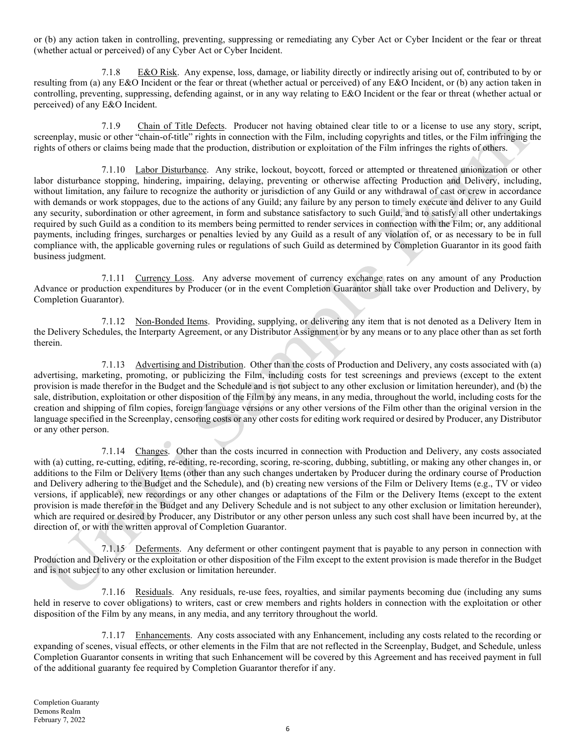or (b) any action taken in controlling, preventing, suppressing or remediating any Cyber Act or Cyber Incident or the fear or threat (whether actual or perceived) of any Cyber Act or Cyber Incident.

7.1.8 E&O Risk. Any expense, loss, damage, or liability directly or indirectly arising out of, contributed to by or resulting from (a) any E&O Incident or the fear or threat (whether actual or perceived) of any E&O Incident, or (b) any action taken in controlling, preventing, suppressing, defending against, or in any way relating to E&O Incident or the fear or threat (whether actual or perceived) of any E&O Incident.

7.1.9 Chain of Title Defects. Producer not having obtained clear title to or a license to use any story, script, screenplay, music or other "chain-of-title" rights in connection with the Film, including copyrights and titles, or the Film infringing the rights of others or claims being made that the production, distribution or exploitation of the Film infringes the rights of others.

7.1.10 Labor Disturbance. Any strike, lockout, boycott, forced or attempted or threatened unionization or other labor disturbance stopping, hindering, impairing, delaying, preventing or otherwise affecting Production and Delivery, including, without limitation, any failure to recognize the authority or jurisdiction of any Guild or any withdrawal of cast or crew in accordance with demands or work stoppages, due to the actions of any Guild; any failure by any person to timely execute and deliver to any Guild any security, subordination or other agreement, in form and substance satisfactory to such Guild, and to satisfy all other undertakings required by such Guild as a condition to its members being permitted to render services in connection with the Film; or, any additional payments, including fringes, surcharges or penalties levied by any Guild as a result of any violation of, or as necessary to be in full compliance with, the applicable governing rules or regulations of such Guild as determined by Completion Guarantor in its good faith business judgment.

7.1.11 Currency Loss. Any adverse movement of currency exchange rates on any amount of any Production Advance or production expenditures by Producer (or in the event Completion Guarantor shall take over Production and Delivery, by Completion Guarantor).

7.1.12 Non-Bonded Items. Providing, supplying, or delivering any item that is not denoted as a Delivery Item in the Delivery Schedules, the Interparty Agreement, or any Distributor Assignment or by any means or to any place other than as set forth therein.

7.1.13 Advertising and Distribution. Other than the costs of Production and Delivery, any costs associated with (a) advertising, marketing, promoting, or publicizing the Film, including costs for test screenings and previews (except to the extent provision is made therefor in the Budget and the Schedule and is not subject to any other exclusion or limitation hereunder), and (b) the sale, distribution, exploitation or other disposition of the Film by any means, in any media, throughout the world, including costs for the creation and shipping of film copies, foreign language versions or any other versions of the Film other than the original version in the language specified in the Screenplay, censoring costs or any other costs for editing work required or desired by Producer, any Distributor or any other person.

7.1.14 Changes. Other than the costs incurred in connection with Production and Delivery, any costs associated with (a) cutting, re-cutting, editing, re-editing, re-recording, scoring, re-scoring, dubbing, subtitling, or making any other changes in, or additions to the Film or Delivery Items (other than any such changes undertaken by Producer during the ordinary course of Production and Delivery adhering to the Budget and the Schedule), and (b) creating new versions of the Film or Delivery Items (e.g., TV or video versions, if applicable), new recordings or any other changes or adaptations of the Film or the Delivery Items (except to the extent provision is made therefor in the Budget and any Delivery Schedule and is not subject to any other exclusion or limitation hereunder), which are required or desired by Producer, any Distributor or any other person unless any such cost shall have been incurred by, at the direction of, or with the written approval of Completion Guarantor.

7.1.15 Deferments. Any deferment or other contingent payment that is payable to any person in connection with Production and Delivery or the exploitation or other disposition of the Film except to the extent provision is made therefor in the Budget and is not subject to any other exclusion or limitation hereunder.

7.1.16 Residuals. Any residuals, re-use fees, royalties, and similar payments becoming due (including any sums held in reserve to cover obligations) to writers, cast or crew members and rights holders in connection with the exploitation or other disposition of the Film by any means, in any media, and any territory throughout the world.

7.1.17 Enhancements. Any costs associated with any Enhancement, including any costs related to the recording or expanding of scenes, visual effects, or other elements in the Film that are not reflected in the Screenplay, Budget, and Schedule, unless Completion Guarantor consents in writing that such Enhancement will be covered by this Agreement and has received payment in full of the additional guaranty fee required by Completion Guarantor therefor if any.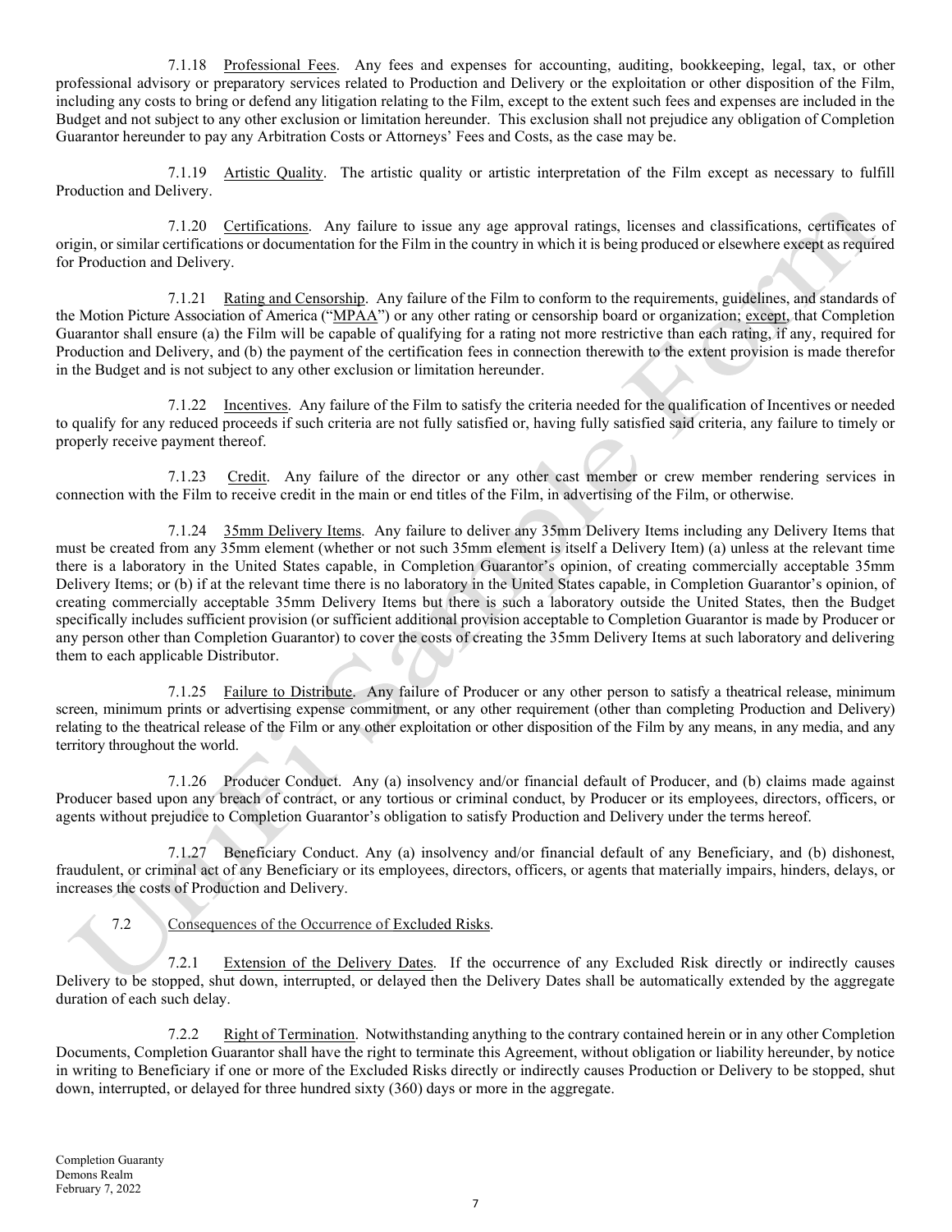7.1.18 Professional Fees. Any fees and expenses for accounting, auditing, bookkeeping, legal, tax, or other professional advisory or preparatory services related to Production and Delivery or the exploitation or other disposition of the Film, including any costs to bring or defend any litigation relating to the Film, except to the extent such fees and expenses are included in the Budget and not subject to any other exclusion or limitation hereunder. This exclusion shall not prejudice any obligation of Completion Guarantor hereunder to pay any Arbitration Costs or Attorneys' Fees and Costs, as the case may be.

7.1.19 Artistic Quality. The artistic quality or artistic interpretation of the Film except as necessary to fulfill Production and Delivery.

7.1.20 Certifications. Any failure to issue any age approval ratings, licenses and classifications, certificates of origin, or similar certifications or documentation for the Film in the country in which it is being produced or elsewhere except as required for Production and Delivery.

7.1.21 Rating and Censorship. Any failure of the Film to conform to the requirements, guidelines, and standards of the Motion Picture Association of America ("MPAA") or any other rating or censorship board or organization; except, that Completion Guarantor shall ensure (a) the Film will be capable of qualifying for a rating not more restrictive than each rating, if any, required for Production and Delivery, and (b) the payment of the certification fees in connection therewith to the extent provision is made therefor in the Budget and is not subject to any other exclusion or limitation hereunder.

7.1.22 Incentives. Any failure of the Film to satisfy the criteria needed for the qualification of Incentives or needed to qualify for any reduced proceeds if such criteria are not fully satisfied or, having fully satisfied said criteria, any failure to timely or properly receive payment thereof.

7.1.23 Credit. Any failure of the director or any other cast member or crew member rendering services in connection with the Film to receive credit in the main or end titles of the Film, in advertising of the Film, or otherwise.

7.1.24 35mm Delivery Items. Any failure to deliver any 35mm Delivery Items including any Delivery Items that must be created from any 35mm element (whether or not such 35mm element is itself a Delivery Item) (a) unless at the relevant time there is a laboratory in the United States capable, in Completion Guarantor's opinion, of creating commercially acceptable 35mm Delivery Items; or (b) if at the relevant time there is no laboratory in the United States capable, in Completion Guarantor's opinion, of creating commercially acceptable 35mm Delivery Items but there is such a laboratory outside the United States, then the Budget specifically includes sufficient provision (or sufficient additional provision acceptable to Completion Guarantor is made by Producer or any person other than Completion Guarantor) to cover the costs of creating the 35mm Delivery Items at such laboratory and delivering them to each applicable Distributor.

7.1.25 Failure to Distribute. Any failure of Producer or any other person to satisfy a theatrical release, minimum screen, minimum prints or advertising expense commitment, or any other requirement (other than completing Production and Delivery) relating to the theatrical release of the Film or any other exploitation or other disposition of the Film by any means, in any media, and any territory throughout the world.

7.1.26 Producer Conduct. Any (a) insolvency and/or financial default of Producer, and (b) claims made against Producer based upon any breach of contract, or any tortious or criminal conduct, by Producer or its employees, directors, officers, or agents without prejudice to Completion Guarantor's obligation to satisfy Production and Delivery under the terms hereof.

7.1.27 Beneficiary Conduct. Any (a) insolvency and/or financial default of any Beneficiary, and (b) dishonest, fraudulent, or criminal act of any Beneficiary or its employees, directors, officers, or agents that materially impairs, hinders, delays, or increases the costs of Production and Delivery.

7.2 Consequences of the Occurrence of Excluded Risks.

7.2.1 Extension of the Delivery Dates. If the occurrence of any Excluded Risk directly or indirectly causes Delivery to be stopped, shut down, interrupted, or delayed then the Delivery Dates shall be automatically extended by the aggregate duration of each such delay.

7.2.2 Right of Termination. Notwithstanding anything to the contrary contained herein or in any other Completion Documents, Completion Guarantor shall have the right to terminate this Agreement, without obligation or liability hereunder, by notice in writing to Beneficiary if one or more of the Excluded Risks directly or indirectly causes Production or Delivery to be stopped, shut down, interrupted, or delayed for three hundred sixty (360) days or more in the aggregate.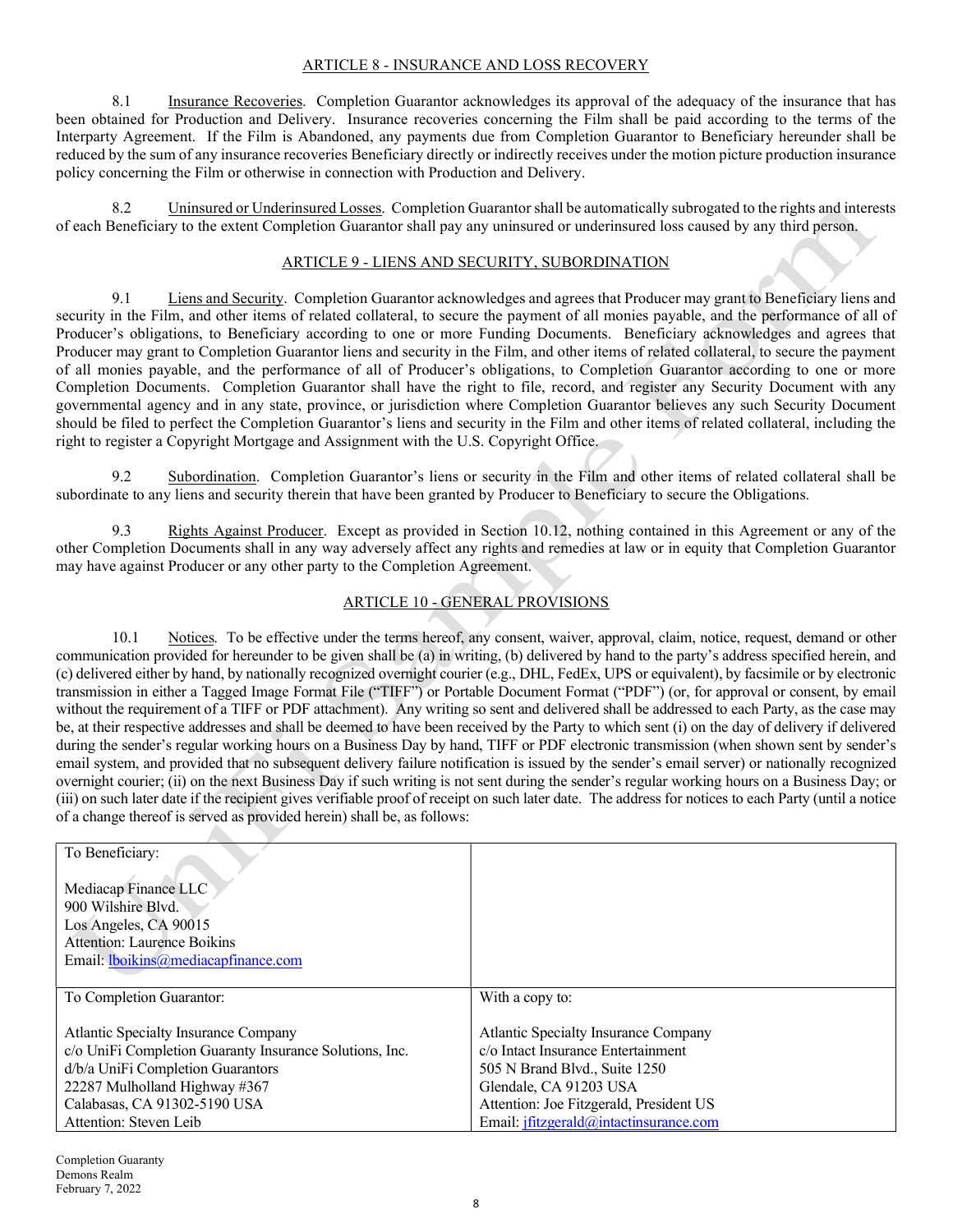## ARTICLE 8 - INSURANCE AND LOSS RECOVERY

8.1 Insurance Recoveries. Completion Guarantor acknowledges its approval of the adequacy of the insurance that has been obtained for Production and Delivery. Insurance recoveries concerning the Film shall be paid according to the terms of the Interparty Agreement. If the Film is Abandoned, any payments due from Completion Guarantor to Beneficiary hereunder shall be reduced by the sum of any insurance recoveries Beneficiary directly or indirectly receives under the motion picture production insurance policy concerning the Film or otherwise in connection with Production and Delivery.

8.2 Uninsured or Underinsured Losses. Completion Guarantor shall be automatically subrogated to the rights and interests of each Beneficiary to the extent Completion Guarantor shall pay any uninsured or underinsured loss caused by any third person.

## ARTICLE 9 - LIENS AND SECURITY, SUBORDINATION

9.1 Liens and Security. Completion Guarantor acknowledges and agrees that Producer may grant to Beneficiary liens and security in the Film, and other items of related collateral, to secure the payment of all monies payable, and the performance of all of Producer's obligations, to Beneficiary according to one or more Funding Documents. Beneficiary acknowledges and agrees that Producer may grant to Completion Guarantor liens and security in the Film, and other items of related collateral, to secure the payment of all monies payable, and the performance of all of Producer's obligations, to Completion Guarantor according to one or more Completion Documents. Completion Guarantor shall have the right to file, record, and register any Security Document with any governmental agency and in any state, province, or jurisdiction where Completion Guarantor believes any such Security Document should be filed to perfect the Completion Guarantor's liens and security in the Film and other items of related collateral, including the right to register a Copyright Mortgage and Assignment with the U.S. Copyright Office.

9.2 Subordination. Completion Guarantor's liens or security in the Film and other items of related collateral shall be subordinate to any liens and security therein that have been granted by Producer to Beneficiary to secure the Obligations.

9.3 Rights Against Producer. Except as provided in Section 10.12, nothing contained in this Agreement or any of the other Completion Documents shall in any way adversely affect any rights and remedies at law or in equity that Completion Guarantor may have against Producer or any other party to the Completion Agreement.

## ARTICLE 10 - GENERAL PROVISIONS

10.1 Notices. To be effective under the terms hereof, any consent, waiver, approval, claim, notice, request, demand or other communication provided for hereunder to be given shall be (a) in writing, (b) delivered by hand to the party's address specified herein, and (c) delivered either by hand, by nationally recognized overnight courier (e.g., DHL, FedEx, UPS or equivalent), by facsimile or by electronic transmission in either a Tagged Image Format File ("TIFF") or Portable Document Format ("PDF") (or, for approval or consent, by email without the requirement of a TIFF or PDF attachment). Any writing so sent and delivered shall be addressed to each Party, as the case may be, at their respective addresses and shall be deemed to have been received by the Party to which sent (i) on the day of delivery if delivered during the sender's regular working hours on a Business Day by hand, TIFF or PDF electronic transmission (when shown sent by sender's email system, and provided that no subsequent delivery failure notification is issued by the sender's email server) or nationally recognized overnight courier; (ii) on the next Business Day if such writing is not sent during the sender's regular working hours on a Business Day; or (iii) on such later date if the recipient gives verifiable proof of receipt on such later date. The address for notices to each Party (until a notice of a change thereof is served as provided herein) shall be, as follows:

| | |
|---|---|
| To Beneficiary:<br><br>Mediacap Finance LLC<br>900 Wilshire Blvd.<br>Los Angeles, CA 90015<br>Attention: Laurence Boikins<br>Email: lboikins@mediacapfinance.com | |
| To Completion Guarantor:<br><br>Atlantic Specialty Insurance Company<br>c/o UniFi Completion Guaranty Insurance Solutions, Inc.<br>d/b/a UniFi Completion Guarantors<br>22287 Mulholland Highway #367<br>Calabasas, CA 91302-5190 USA<br>Attention: Steven Leib | With a copy to:<br><br>Atlantic Specialty Insurance Company<br>c/o Intact Insurance Entertainment<br>505 N Brand Blvd., Suite 1250<br>Glendale, CA 91203 USA<br>Attention: Joe Fitzgerald, President US<br>Email: jfitzgerald@intactinsurance.com |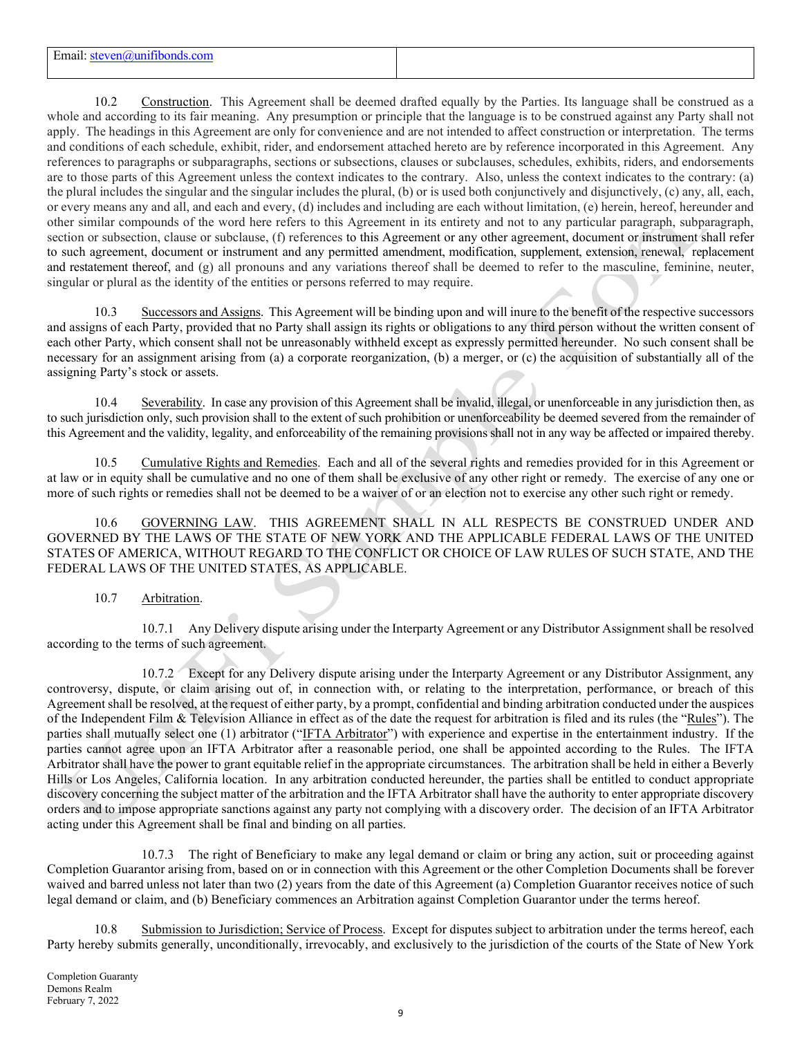| Email: steven@unifibonds.com | |
|---|---|

10.2 Construction. This Agreement shall be deemed drafted equally by the Parties. Its language shall be construed as a whole and according to its fair meaning. Any presumption or principle that the language is to be construed against any Party shall not apply. The headings in this Agreement are only for convenience and are not intended to affect construction or interpretation. The terms and conditions of each schedule, exhibit, rider, and endorsement attached hereto are by reference incorporated in this Agreement. Any references to paragraphs or subparagraphs, sections or subsections, clauses or subclauses, schedules, exhibits, riders, and endorsements are to those parts of this Agreement unless the context indicates to the contrary. Also, unless the context indicates to the contrary: (a) the plural includes the singular and the singular includes the plural, (b) or is used both conjunctively and disjunctively, (c) any, all, each, or every means any and all, and each and every, (d) includes and including are each without limitation, (e) herein, hereof, hereunder and other similar compounds of the word here refers to this Agreement in its entirety and not to any particular paragraph, subparagraph, section or subsection, clause or subclause, (f) references to this Agreement or any other agreement, document or instrument shall refer to such agreement, document or instrument and any permitted amendment, modification, supplement, extension, renewal, replacement and restatement thereof, and (g) all pronouns and any variations thereof shall be deemed to refer to the masculine, feminine, neuter, singular or plural as the identity of the entities or persons referred to may require.

10.3 Successors and Assigns. This Agreement will be binding upon and will inure to the benefit of the respective successors and assigns of each Party, provided that no Party shall assign its rights or obligations to any third person without the written consent of each other Party, which consent shall not be unreasonably withheld except as expressly permitted hereunder. No such consent shall be necessary for an assignment arising from (a) a corporate reorganization, (b) a merger, or (c) the acquisition of substantially all of the assigning Party's stock or assets.

10.4 Severability. In case any provision of this Agreement shall be invalid, illegal, or unenforceable in any jurisdiction then, as to such jurisdiction only, such provision shall to the extent of such prohibition or unenforceability be deemed severed from the remainder of this Agreement and the validity, legality, and enforceability of the remaining provisions shall not in any way be affected or impaired thereby.

10.5 Cumulative Rights and Remedies. Each and all of the several rights and remedies provided for in this Agreement or at law or in equity shall be cumulative and no one of them shall be exclusive of any other right or remedy. The exercise of any one or more of such rights or remedies shall not be deemed to be a waiver of or an election not to exercise any other such right or remedy.

10.6 GOVERNING LAW. THIS AGREEMENT SHALL IN ALL RESPECTS BE CONSTRUED UNDER AND GOVERNED BY THE LAWS OF THE STATE OF NEW YORK AND THE APPLICABLE FEDERAL LAWS OF THE UNITED STATES OF AMERICA, WITHOUT REGARD TO THE CONFLICT OR CHOICE OF LAW RULES OF SUCH STATE, AND THE FEDERAL LAWS OF THE UNITED STATES, AS APPLICABLE.

10.7 Arbitration.

10.7.1 Any Delivery dispute arising under the Interparty Agreement or any Distributor Assignment shall be resolved according to the terms of such agreement.

10.7.2 Except for any Delivery dispute arising under the Interparty Agreement or any Distributor Assignment, any controversy, dispute, or claim arising out of, in connection with, or relating to the interpretation, performance, or breach of this Agreement shall be resolved, at the request of either party, by a prompt, confidential and binding arbitration conducted under the auspices of the Independent Film & Television Alliance in effect as of the date the request for arbitration is filed and its rules (the "Rules"). The parties shall mutually select one (1) arbitrator ("IFTA Arbitrator") with experience and expertise in the entertainment industry. If the parties cannot agree upon an IFTA Arbitrator after a reasonable period, one shall be appointed according to the Rules. The IFTA Arbitrator shall have the power to grant equitable relief in the appropriate circumstances. The arbitration shall be held in either a Beverly Hills or Los Angeles, California location. In any arbitration conducted hereunder, the parties shall be entitled to conduct appropriate discovery concerning the subject matter of the arbitration and the IFTA Arbitrator shall have the authority to enter appropriate discovery orders and to impose appropriate sanctions against any party not complying with a discovery order. The decision of an IFTA Arbitrator acting under this Agreement shall be final and binding on all parties.

10.7.3 The right of Beneficiary to make any legal demand or claim or bring any action, suit or proceeding against Completion Guarantor arising from, based on or in connection with this Agreement or the other Completion Documents shall be forever waived and barred unless not later than two (2) years from the date of this Agreement (a) Completion Guarantor receives notice of such legal demand or claim, and (b) Beneficiary commences an Arbitration against Completion Guarantor under the terms hereof.

10.8 Submission to Jurisdiction; Service of Process. Except for disputes subject to arbitration under the terms hereof, each Party hereby submits generally, unconditionally, irrevocably, and exclusively to the jurisdiction of the courts of the State of New York

Completion Guaranty
Demons Realm
February 7, 2022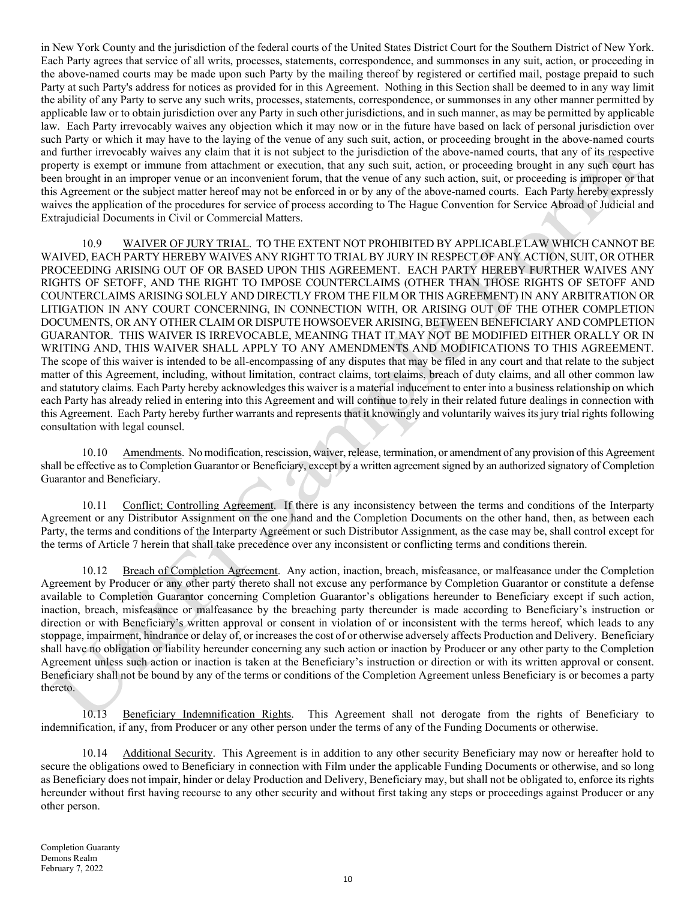in New York County and the jurisdiction of the federal courts of the United States District Court for the Southern District of New York. Each Party agrees that service of all writs, processes, statements, correspondence, and summonses in any suit, action, or proceeding in the above-named courts may be made upon such Party by the mailing thereof by registered or certified mail, postage prepaid to such Party at such Party's address for notices as provided for in this Agreement. Nothing in this Section shall be deemed to in any way limit the ability of any Party to serve any such writs, processes, statements, correspondence, or summonses in any other manner permitted by applicable law or to obtain jurisdiction over any Party in such other jurisdictions, and in such manner, as may be permitted by applicable law. Each Party irrevocably waives any objection which it may now or in the future have based on lack of personal jurisdiction over such Party or which it may have to the laying of the venue of any such suit, action, or proceeding brought in the above-named courts and further irrevocably waives any claim that it is not subject to the jurisdiction of the above-named courts, that any of its respective property is exempt or immune from attachment or execution, that any such suit, action, or proceeding brought in any such court has been brought in an improper venue or an inconvenient forum, that the venue of any such action, suit, or proceeding is improper or that this Agreement or the subject matter hereof may not be enforced in or by any of the above-named courts. Each Party hereby expressly waives the application of the procedures for service of process according to The Hague Convention for Service Abroad of Judicial and Extrajudicial Documents in Civil or Commercial Matters.

10.9 WAIVER OF JURY TRIAL. TO THE EXTENT NOT PROHIBITED BY APPLICABLE LAW WHICH CANNOT BE WAIVED, EACH PARTY HEREBY WAIVES ANY RIGHT TO TRIAL BY JURY IN RESPECT OF ANY ACTION, SUIT, OR OTHER PROCEEDING ARISING OUT OF OR BASED UPON THIS AGREEMENT. EACH PARTY HEREBY FURTHER WAIVES ANY RIGHTS OF SETOFF, AND THE RIGHT TO IMPOSE COUNTERCLAIMS (OTHER THAN THOSE RIGHTS OF SETOFF AND COUNTERCLAIMS ARISING SOLELY AND DIRECTLY FROM THE FILM OR THIS AGREEMENT) IN ANY ARBITRATION OR LITIGATION IN ANY COURT CONCERNING, IN CONNECTION WITH, OR ARISING OUT OF THE OTHER COMPLETION DOCUMENTS, OR ANY OTHER CLAIM OR DISPUTE HOWSOEVER ARISING, BETWEEN BENEFICIARY AND COMPLETION GUARANTOR. THIS WAIVER IS IRREVOCABLE, MEANING THAT IT MAY NOT BE MODIFIED EITHER ORALLY OR IN WRITING AND, THIS WAIVER SHALL APPLY TO ANY AMENDMENTS AND MODIFICATIONS TO THIS AGREEMENT. The scope of this waiver is intended to be all-encompassing of any disputes that may be filed in any court and that relate to the subject matter of this Agreement, including, without limitation, contract claims, tort claims, breach of duty claims, and all other common law and statutory claims. Each Party hereby acknowledges this waiver is a material inducement to enter into a business relationship on which each Party has already relied in entering into this Agreement and will continue to rely in their related future dealings in connection with this Agreement. Each Party hereby further warrants and represents that it knowingly and voluntarily waives its jury trial rights following consultation with legal counsel.

10.10 Amendments. No modification, rescission, waiver, release, termination, or amendment of any provision of this Agreement shall be effective as to Completion Guarantor or Beneficiary, except by a written agreement signed by an authorized signatory of Completion Guarantor and Beneficiary.

10.11 Conflict; Controlling Agreement. If there is any inconsistency between the terms and conditions of the Interparty Agreement or any Distributor Assignment on the one hand and the Completion Documents on the other hand, then, as between each Party, the terms and conditions of the Interparty Agreement or such Distributor Assignment, as the case may be, shall control except for the terms of Article 7 herein that shall take precedence over any inconsistent or conflicting terms and conditions therein.

10.12 Breach of Completion Agreement. Any action, inaction, breach, misfeasance, or malfeasance under the Completion Agreement by Producer or any other party thereto shall not excuse any performance by Completion Guarantor or constitute a defense available to Completion Guarantor concerning Completion Guarantor's obligations hereunder to Beneficiary except if such action, inaction, breach, misfeasance or malfeasance by the breaching party thereunder is made according to Beneficiary's instruction or direction or with Beneficiary's written approval or consent in violation of or inconsistent with the terms hereof, which leads to any stoppage, impairment, hindrance or delay of, or increases the cost of or otherwise adversely affects Production and Delivery. Beneficiary shall have no obligation or liability hereunder concerning any such action or inaction by Producer or any other party to the Completion Agreement unless such action or inaction is taken at the Beneficiary's instruction or direction or with its written approval or consent. Beneficiary shall not be bound by any of the terms or conditions of the Completion Agreement unless Beneficiary is or becomes a party thereto.

10.13 Beneficiary Indemnification Rights. This Agreement shall not derogate from the rights of Beneficiary to indemnification, if any, from Producer or any other person under the terms of any of the Funding Documents or otherwise.

10.14 Additional Security. This Agreement is in addition to any other security Beneficiary may now or hereafter hold to secure the obligations owed to Beneficiary in connection with Film under the applicable Funding Documents or otherwise, and so long as Beneficiary does not impair, hinder or delay Production and Delivery, Beneficiary may, but shall not be obligated to, enforce its rights hereunder without first having recourse to any other security and without first taking any steps or proceedings against Producer or any other person.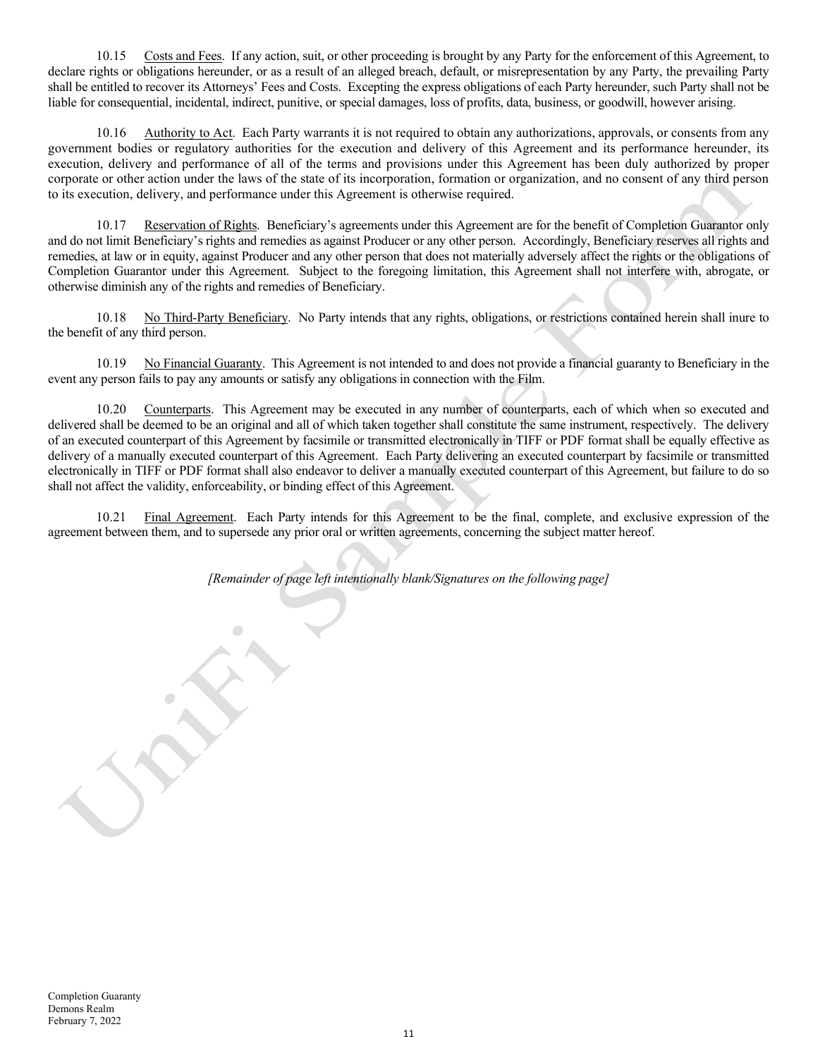10.15 Costs and Fees. If any action, suit, or other proceeding is brought by any Party for the enforcement of this Agreement, to declare rights or obligations hereunder, or as a result of an alleged breach, default, or misrepresentation by any Party, the prevailing Party shall be entitled to recover its Attorneys' Fees and Costs. Excepting the express obligations of each Party hereunder, such Party shall not be liable for consequential, incidental, indirect, punitive, or special damages, loss of profits, data, business, or goodwill, however arising.

10.16 Authority to Act. Each Party warrants it is not required to obtain any authorizations, approvals, or consents from any government bodies or regulatory authorities for the execution and delivery of this Agreement and its performance hereunder, its execution, delivery and performance of all of the terms and provisions under this Agreement has been duly authorized by proper corporate or other action under the laws of the state of its incorporation, formation or organization, and no consent of any third person to its execution, delivery, and performance under this Agreement is otherwise required.

10.17 Reservation of Rights. Beneficiary's agreements under this Agreement are for the benefit of Completion Guarantor only and do not limit Beneficiary's rights and remedies as against Producer or any other person. Accordingly, Beneficiary reserves all rights and remedies, at law or in equity, against Producer and any other person that does not materially adversely affect the rights or the obligations of Completion Guarantor under this Agreement. Subject to the foregoing limitation, this Agreement shall not interfere with, abrogate, or otherwise diminish any of the rights and remedies of Beneficiary.

10.18 No Third-Party Beneficiary. No Party intends that any rights, obligations, or restrictions contained herein shall inure to the benefit of any third person.

10.19 No Financial Guaranty. This Agreement is not intended to and does not provide a financial guaranty to Beneficiary in the event any person fails to pay any amounts or satisfy any obligations in connection with the Film.

10.20 Counterparts. This Agreement may be executed in any number of counterparts, each of which when so executed and delivered shall be deemed to be an original and all of which taken together shall constitute the same instrument, respectively. The delivery of an executed counterpart of this Agreement by facsimile or transmitted electronically in TIFF or PDF format shall be equally effective as delivery of a manually executed counterpart of this Agreement. Each Party delivering an executed counterpart by facsimile or transmitted electronically in TIFF or PDF format shall also endeavor to deliver a manually executed counterpart of this Agreement, but failure to do so shall not affect the validity, enforceability, or binding effect of this Agreement.

10.21 Final Agreement. Each Party intends for this Agreement to be the final, complete, and exclusive expression of the agreement between them, and to supersede any prior oral or written agreements, concerning the subject matter hereof.

*[Remainder of page left intentionally blank/Signatures on the following page]*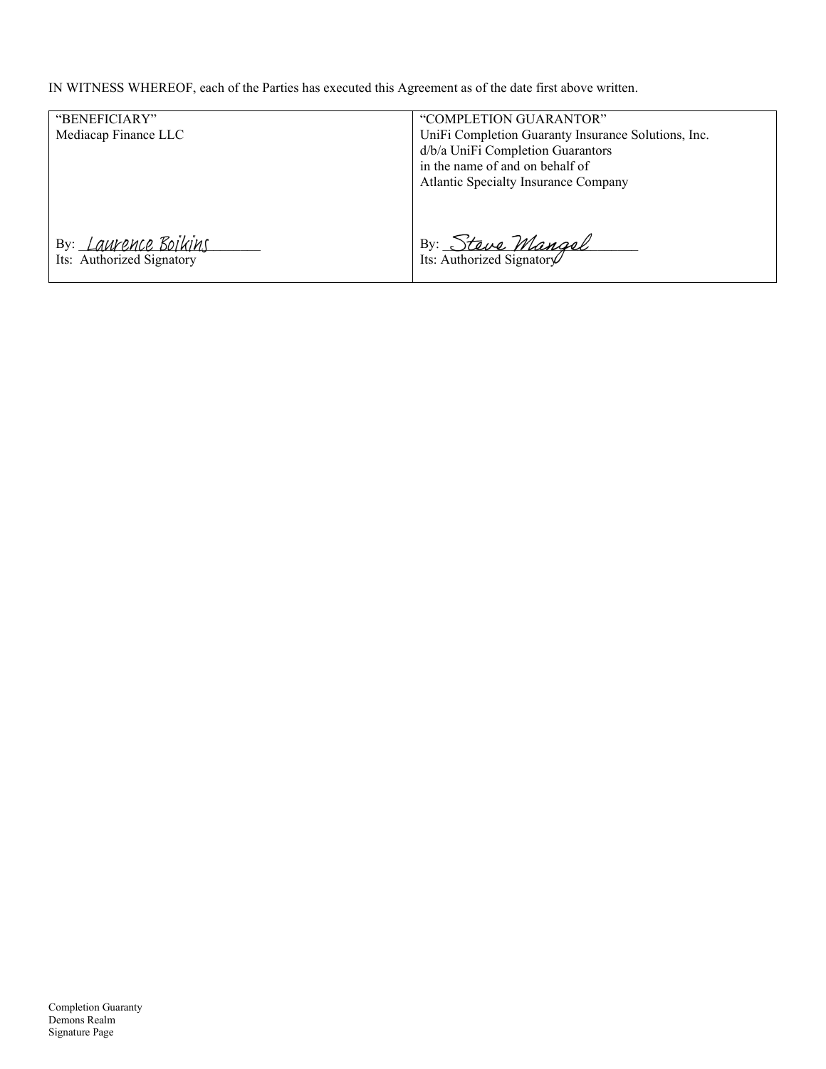IN WITNESS WHEREOF, each of the Parties has executed this Agreement as of the date first above written.

| "BENEFICIARY" Mediacap Finance LLC | "COMPLETION GUARANTOR" UniFi Completion Guaranty Insurance Solutions, Inc. d/b/a UniFi Completion Guarantors in the name of and on behalf of Atlantic Specialty Insurance Company |
|---|---|
| By: Laurence Boikins<br>Its: Authorized Signatory | By: Steve Mangel<br>Its: Authorized Signatory |

Completion Guaranty
Demons Realm
Signature Page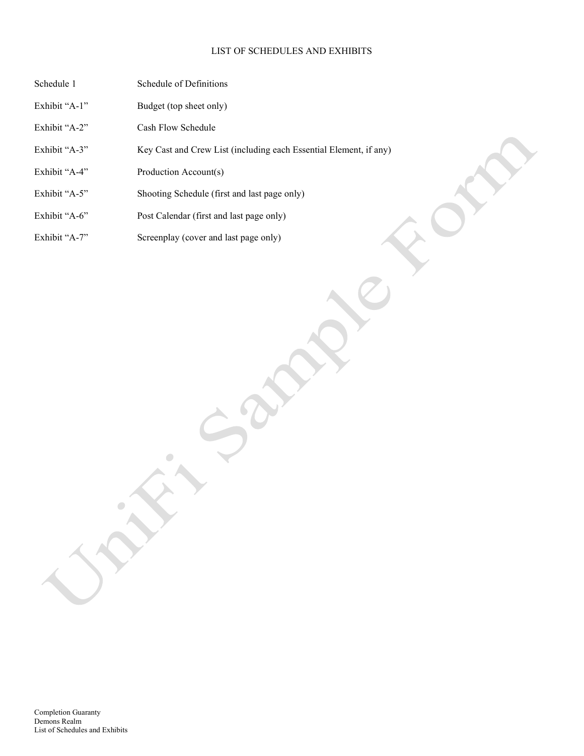# LIST OF SCHEDULES AND EXHIBITS

| | |
|---|---|
| Schedule 1 | Schedule of Definitions |
| Exhibit "A-1" | Budget (top sheet only) |
| Exhibit "A-2" | Cash Flow Schedule |
| Exhibit "A-3" | Key Cast and Crew List (including each Essential Element, if any) |
| Exhibit "A-4" | Production Account(s) |
| Exhibit "A-5" | Shooting Schedule (first and last page only) |
| Exhibit "A-6" | Post Calendar (first and last page only) |
| Exhibit "A-7" | Screenplay (cover and last page only) |